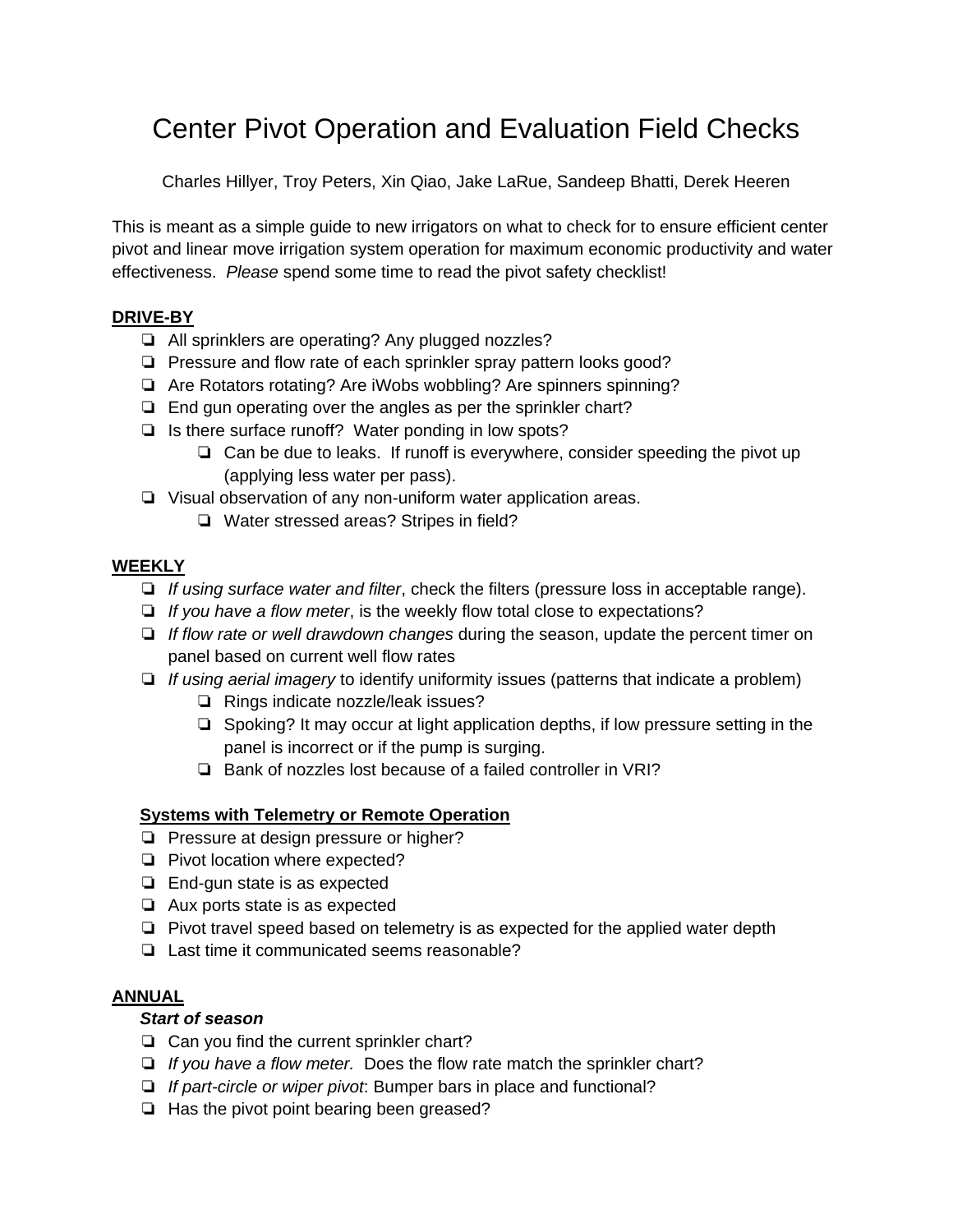# Center Pivot Operation and Evaluation Field Checks

Charles Hillyer, Troy Peters, Xin Qiao, Jake LaRue, Sandeep Bhatti, Derek Heeren

This is meant as a simple guide to new irrigators on what to check for to ensure efficient center pivot and linear move irrigation system operation for maximum economic productivity and water effectiveness. *Please* spend some time to read the pivot safety checklist!

## DRIVE-BY

- ❏ All sprinklers are operating? Any plugged nozzles?
- ❏ Pressure and flow rate of each sprinkler spray pattern looks good?
- ❏ Are Rotators rotating? Are iWobs wobbling? Are spinners spinning?
- ❏ End gun operating over the angles as per the sprinkler chart?
- ❏ Is there surface runoff? Water ponding in low spots?
    - ❏ Can be due to leaks. If runoff is everywhere, consider speeding the pivot up (applying less water per pass).
- ❏ Visual observation of any non-uniform water application areas.
    - ❏ Water stressed areas? Stripes in field?

## WEEKLY

- ❏ *If using surface water and filter*, check the filters (pressure loss in acceptable range).
- ❏ *If you have a flow meter*, is the weekly flow total close to expectations?
- ❏ *If flow rate or well drawdown changes* during the season, update the percent timer on panel based on current well flow rates
- ❏ *If using aerial imagery* to identify uniformity issues (patterns that indicate a problem)
    - ❏ Rings indicate nozzle/leak issues?
    - ❏ Spoking? It may occur at light application depths, if low pressure setting in the panel is incorrect or if the pump is surging.
    - ❏ Bank of nozzles lost because of a failed controller in VRI?

### Systems with Telemetry or Remote Operation

- ❏ Pressure at design pressure or higher?
- ❏ Pivot location where expected?
- ❏ End-gun state is as expected
- ❏ Aux ports state is as expected
- ❏ Pivot travel speed based on telemetry is as expected for the applied water depth
- ❏ Last time it communicated seems reasonable?

## ANNUAL

***Start of season***

- ❏ Can you find the current sprinkler chart?
- ❏ *If you have a flow meter.* Does the flow rate match the sprinkler chart?
- ❏ *If part-circle or wiper pivot*: Bumper bars in place and functional?
- ❏ Has the pivot point bearing been greased?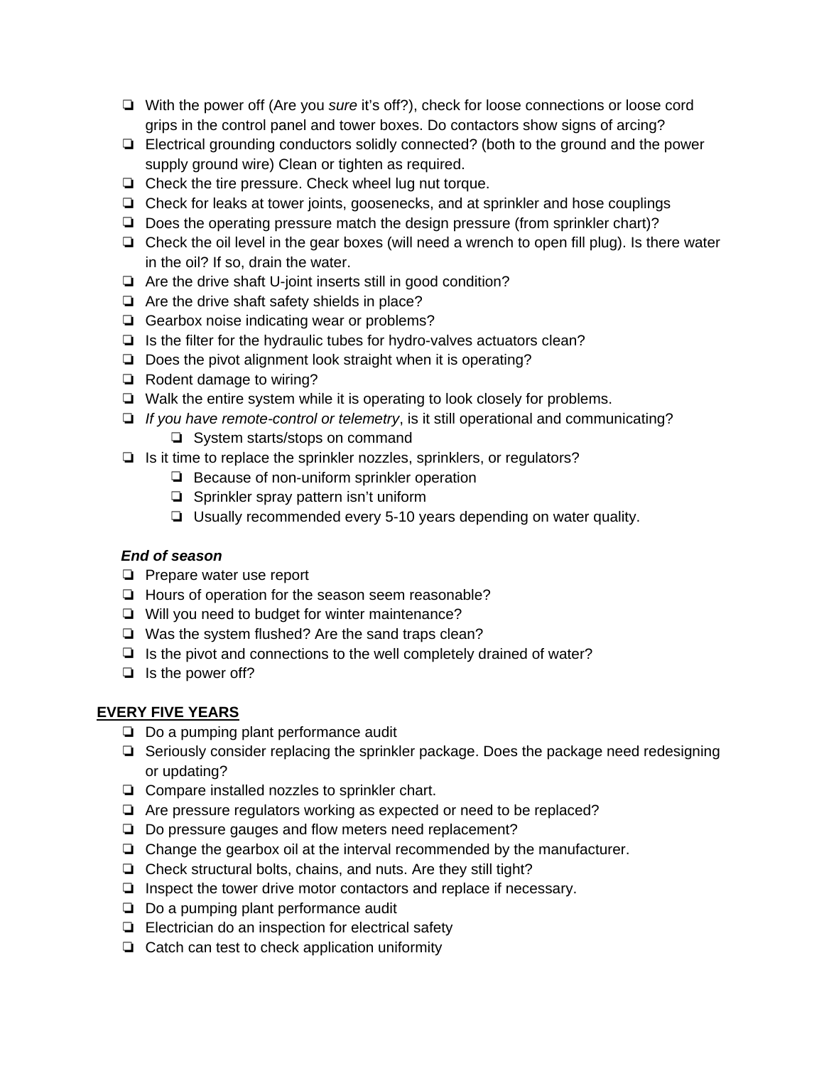- ❏ With the power off (Are you *sure* it's off?), check for loose connections or loose cord grips in the control panel and tower boxes. Do contactors show signs of arcing?
- ❏ Electrical grounding conductors solidly connected? (both to the ground and the power supply ground wire) Clean or tighten as required.
- ❏ Check the tire pressure. Check wheel lug nut torque.
- ❏ Check for leaks at tower joints, goosenecks, and at sprinkler and hose couplings
- ❏ Does the operating pressure match the design pressure (from sprinkler chart)?
- ❏ Check the oil level in the gear boxes (will need a wrench to open fill plug). Is there water in the oil? If so, drain the water.
- ❏ Are the drive shaft U-joint inserts still in good condition?
- ❏ Are the drive shaft safety shields in place?
- ❏ Gearbox noise indicating wear or problems?
- ❏ Is the filter for the hydraulic tubes for hydro-valves actuators clean?
- ❏ Does the pivot alignment look straight when it is operating?
- ❏ Rodent damage to wiring?
- ❏ Walk the entire system while it is operating to look closely for problems.
- ❏ *If you have remote-control or telemetry*, is it still operational and communicating?
  - ❏ System starts/stops on command
- ❏ Is it time to replace the sprinkler nozzles, sprinklers, or regulators?
  - ❏ Because of non-uniform sprinkler operation
  - ❏ Sprinkler spray pattern isn't uniform
  - ❏ Usually recommended every 5-10 years depending on water quality.

***End of season***

- ❏ Prepare water use report
- ❏ Hours of operation for the season seem reasonable?
- ❏ Will you need to budget for winter maintenance?
- ❏ Was the system flushed? Are the sand traps clean?
- ❏ Is the pivot and connections to the well completely drained of water?
- ❏ Is the power off?

## EVERY FIVE YEARS

- ❏ Do a pumping plant performance audit
- ❏ Seriously consider replacing the sprinkler package. Does the package need redesigning or updating?
- ❏ Compare installed nozzles to sprinkler chart.
- ❏ Are pressure regulators working as expected or need to be replaced?
- ❏ Do pressure gauges and flow meters need replacement?
- ❏ Change the gearbox oil at the interval recommended by the manufacturer.
- ❏ Check structural bolts, chains, and nuts. Are they still tight?
- ❏ Inspect the tower drive motor contactors and replace if necessary.
- ❏ Do a pumping plant performance audit
- ❏ Electrician do an inspection for electrical safety
- ❏ Catch can test to check application uniformity